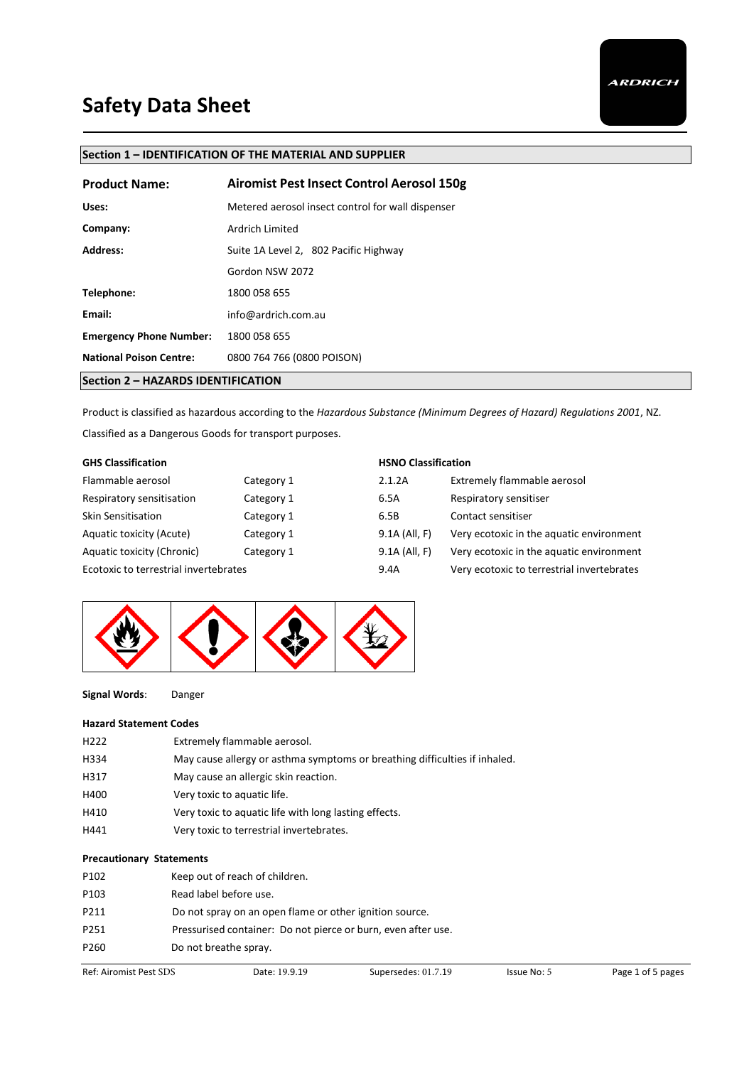# Safety Data Sheet

## Section 1 – IDENTIFICATION OF THE MATERIAL AND SUPPLIER

| | |
|---|---|
| **Product Name:** | **Airomist Pest Insect Control Aerosol 150g** |
| **Uses:** | Metered aerosol insect control for wall dispenser |
| **Company:** | Ardrich Limited |
| **Address:** | Suite 1A Level 2, 802 Pacific Highway |
| | Gordon NSW 2072 |
| **Telephone:** | 1800 058 655 |
| **Email:** | info@ardrich.com.au |
| **Emergency Phone Number:** | 1800 058 655 |
| **National Poison Centre:** | 0800 764 766 (0800 POISON) |

## Section 2 – HAZARDS IDENTIFICATION

Product is classified as hazardous according to the *Hazardous Substance (Minimum Degrees of Hazard) Regulations 2001*, NZ.

Classified as a Dangerous Goods for transport purposes.

| **GHS Classification** | | **HSNO Classification** | |
|---|---|---|---|
| Flammable aerosol | Category 1 | 2.1.2A | Extremely flammable aerosol |
| Respiratory sensitisation | Category 1 | 6.5A | Respiratory sensitiser |
| Skin Sensitisation | Category 1 | 6.5B | Contact sensitiser |
| Aquatic toxicity (Acute) | Category 1 | 9.1A (All, F) | Very ecotoxic in the aquatic environment |
| Aquatic toxicity (Chronic) | Category 1 | 9.1A (All, F) | Very ecotoxic in the aquatic environment |
| Ecotoxic to terrestrial invertebrates | | 9.4A | Very ecotoxic to terrestrial invertebrates |

**Signal Words**: Danger

**Hazard Statement Codes**

| | |
|---|---|
| H222 | Extremely flammable aerosol. |
| H334 | May cause allergy or asthma symptoms or breathing difficulties if inhaled. |
| H317 | May cause an allergic skin reaction. |
| H400 | Very toxic to aquatic life. |
| H410 | Very toxic to aquatic life with long lasting effects. |
| H441 | Very toxic to terrestrial invertebrates. |

**Precautionary Statements**

| | |
|---|---|
| P102 | Keep out of reach of children. |
| P103 | Read label before use. |
| P211 | Do not spray on an open flame or other ignition source. |
| P251 | Pressurised container: Do not pierce or burn, even after use. |
| P260 | Do not breathe spray. |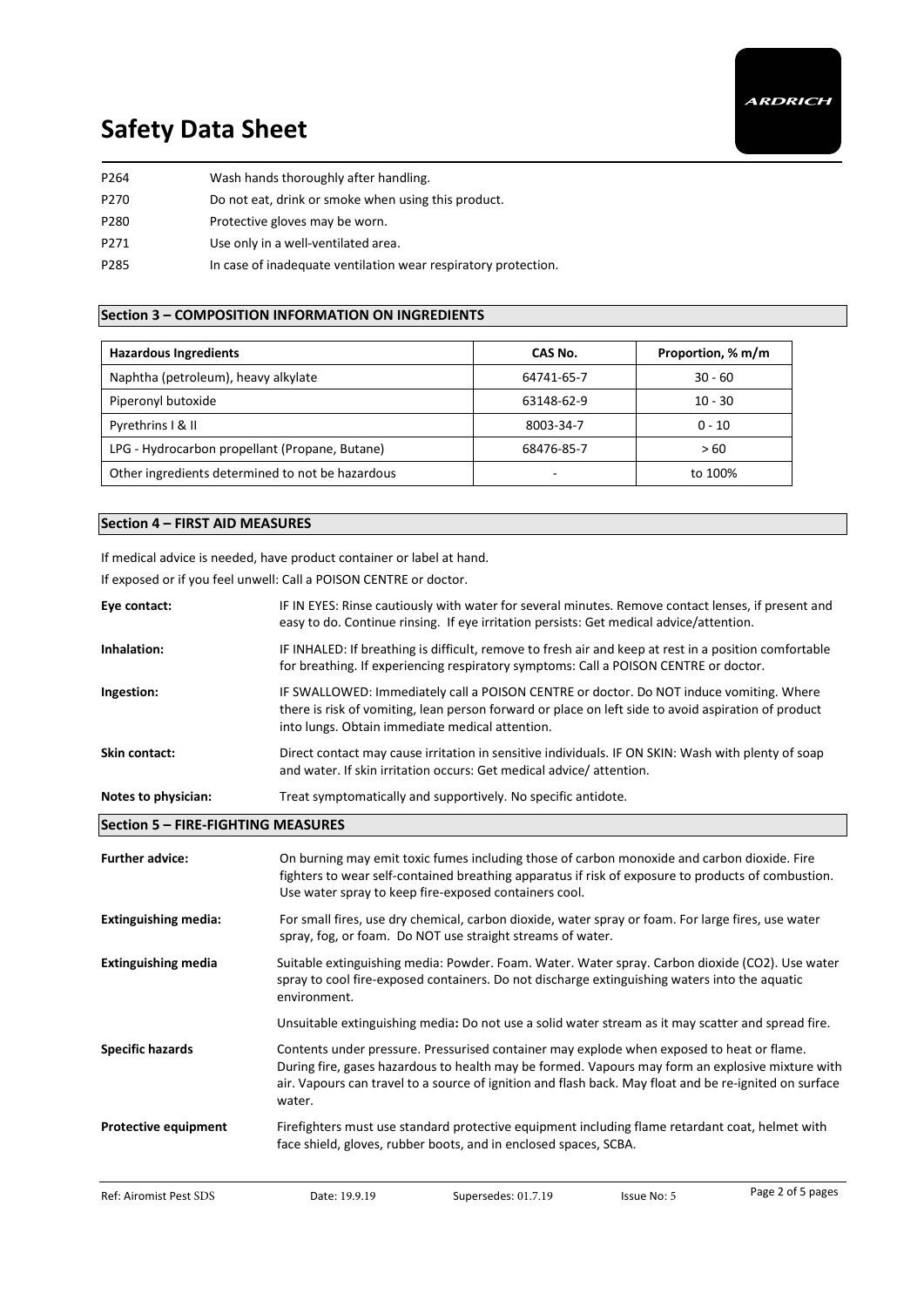| | |
|---|---|
| P264 | Wash hands thoroughly after handling. |
| P270 | Do not eat, drink or smoke when using this product. |
| P280 | Protective gloves may be worn. |
| P271 | Use only in a well-ventilated area. |
| P285 | In case of inadequate ventilation wear respiratory protection. |

## Section 3 – COMPOSITION INFORMATION ON INGREDIENTS

| Hazardous Ingredients | CAS No. | Proportion, % m/m |
|---|---|---|
| Naphtha (petroleum), heavy alkylate | 64741-65-7 | 30 - 60 |
| Piperonyl butoxide | 63148-62-9 | 10 - 30 |
| Pyrethrins I & II | 8003-34-7 | 0 - 10 |
| LPG - Hydrocarbon propellant (Propane, Butane) | 68476-85-7 | > 60 |
| Other ingredients determined to not be hazardous | - | to 100% |

## Section 4 – FIRST AID MEASURES

If medical advice is needed, have product container or label at hand.

If exposed or if you feel unwell: Call a POISON CENTRE or doctor.

**Eye contact:** IF IN EYES: Rinse cautiously with water for several minutes. Remove contact lenses, if present and easy to do. Continue rinsing. If eye irritation persists: Get medical advice/attention.

**Inhalation:** IF INHALED: If breathing is difficult, remove to fresh air and keep at rest in a position comfortable for breathing. If experiencing respiratory symptoms: Call a POISON CENTRE or doctor.

**Ingestion:** IF SWALLOWED: Immediately call a POISON CENTRE or doctor. Do NOT induce vomiting. Where there is risk of vomiting, lean person forward or place on left side to avoid aspiration of product into lungs. Obtain immediate medical attention.

**Skin contact:** Direct contact may cause irritation in sensitive individuals. IF ON SKIN: Wash with plenty of soap and water. If skin irritation occurs: Get medical advice/ attention.

**Notes to physician:** Treat symptomatically and supportively. No specific antidote.

## Section 5 – FIRE-FIGHTING MEASURES

**Further advice:** On burning may emit toxic fumes including those of carbon monoxide and carbon dioxide. Fire fighters to wear self-contained breathing apparatus if risk of exposure to products of combustion. Use water spray to keep fire-exposed containers cool.

**Extinguishing media:** For small fires, use dry chemical, carbon dioxide, water spray or foam. For large fires, use water spray, fog, or foam. Do NOT use straight streams of water.

**Extinguishing media** Suitable extinguishing media: Powder. Foam. Water. Water spray. Carbon dioxide (CO2). Use water spray to cool fire-exposed containers. Do not discharge extinguishing waters into the aquatic environment.

Unsuitable extinguishing media**:** Do not use a solid water stream as it may scatter and spread fire.

**Specific hazards** Contents under pressure. Pressurised container may explode when exposed to heat or flame. During fire, gases hazardous to health may be formed. Vapours may form an explosive mixture with air. Vapours can travel to a source of ignition and flash back. May float and be re-ignited on surface water.

**Protective equipment** Firefighters must use standard protective equipment including flame retardant coat, helmet with face shield, gloves, rubber boots, and in enclosed spaces, SCBA.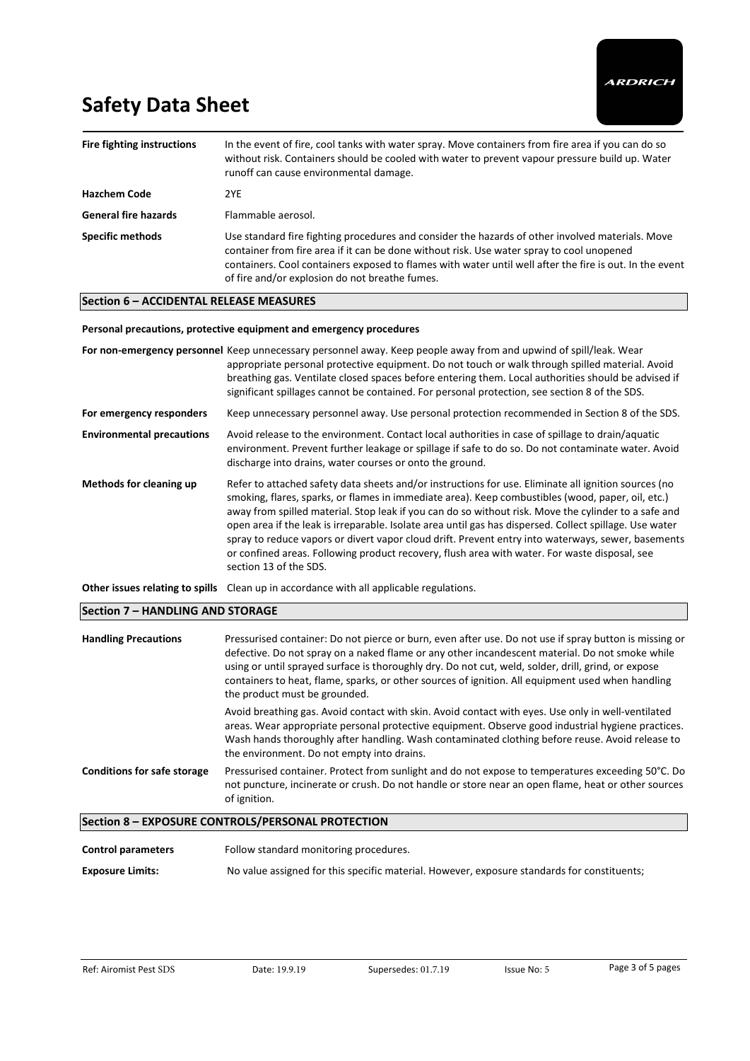| | |
|---|---|
| **Fire fighting instructions** | In the event of fire, cool tanks with water spray. Move containers from fire area if you can do so without risk. Containers should be cooled with water to prevent vapour pressure build up. Water runoff can cause environmental damage. |
| **Hazchem Code** | 2YE |
| **General fire hazards** | Flammable aerosol. |
| **Specific methods** | Use standard fire fighting procedures and consider the hazards of other involved materials. Move container from fire area if it can be done without risk. Use water spray to cool unopened containers. Cool containers exposed to flames with water until well after the fire is out. In the event of fire and/or explosion do not breathe fumes. |

## Section 6 – ACCIDENTAL RELEASE MEASURES

**Personal precautions, protective equipment and emergency procedures**

| | |
|---|---|
| **For non-emergency personnel** | Keep unnecessary personnel away. Keep people away from and upwind of spill/leak. Wear appropriate personal protective equipment. Do not touch or walk through spilled material. Avoid breathing gas. Ventilate closed spaces before entering them. Local authorities should be advised if significant spillages cannot be contained. For personal protection, see section 8 of the SDS. |
| **For emergency responders** | Keep unnecessary personnel away. Use personal protection recommended in Section 8 of the SDS. |
| **Environmental precautions** | Avoid release to the environment. Contact local authorities in case of spillage to drain/aquatic environment. Prevent further leakage or spillage if safe to do so. Do not contaminate water. Avoid discharge into drains, water courses or onto the ground. |
| **Methods for cleaning up** | Refer to attached safety data sheets and/or instructions for use. Eliminate all ignition sources (no smoking, flares, sparks, or flames in immediate area). Keep combustibles (wood, paper, oil, etc.) away from spilled material. Stop leak if you can do so without risk. Move the cylinder to a safe and open area if the leak is irreparable. Isolate area until gas has dispersed. Collect spillage. Use water spray to reduce vapors or divert vapor cloud drift. Prevent entry into waterways, sewer, basements or confined areas. Following product recovery, flush area with water. For waste disposal, see section 13 of the SDS. |
| **Other issues relating to spills** | Clean up in accordance with all applicable regulations. |

## Section 7 – HANDLING AND STORAGE

| | |
|---|---|
| **Handling Precautions** | Pressurised container: Do not pierce or burn, even after use. Do not use if spray button is missing or defective. Do not spray on a naked flame or any other incandescent material. Do not smoke while using or until sprayed surface is thoroughly dry. Do not cut, weld, solder, drill, grind, or expose containers to heat, flame, sparks, or other sources of ignition. All equipment used when handling the product must be grounded.<br><br>Avoid breathing gas. Avoid contact with skin. Avoid contact with eyes. Use only in well-ventilated areas. Wear appropriate personal protective equipment. Observe good industrial hygiene practices. Wash hands thoroughly after handling. Wash contaminated clothing before reuse. Avoid release to the environment. Do not empty into drains. |
| **Conditions for safe storage** | Pressurised container. Protect from sunlight and do not expose to temperatures exceeding 50°C. Do not puncture, incinerate or crush. Do not handle or store near an open flame, heat or other sources of ignition. |

## Section 8 – EXPOSURE CONTROLS/PERSONAL PROTECTION

| | |
|---|---|
| **Control parameters** | Follow standard monitoring procedures. |
| **Exposure Limits:** | No value assigned for this specific material. However, exposure standards for constituents; |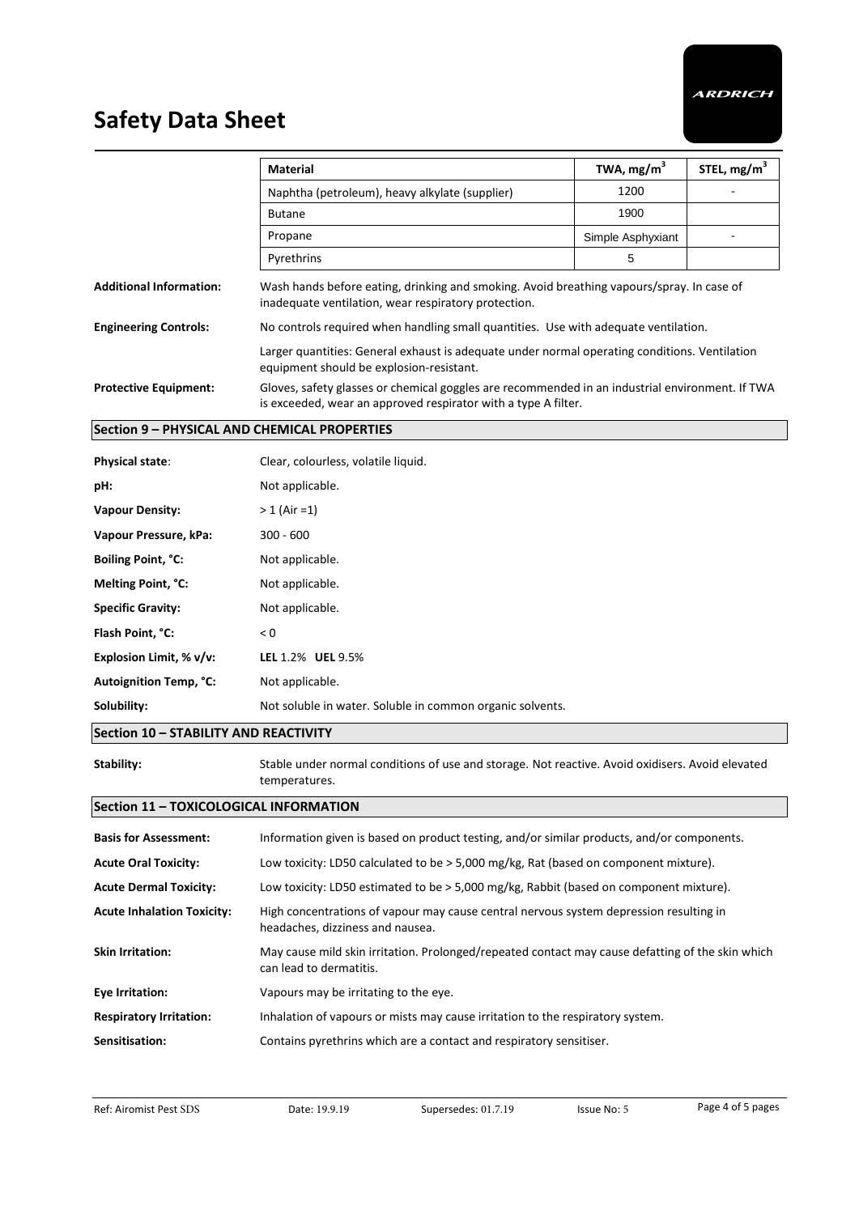| Material | TWA, $mg/m^3$ | STEL, $mg/m^3$ |
|---|---|---|
| Naphtha (petroleum), heavy alkylate (supplier) | 1200 | - |
| Butane | 1900 | |
| Propane | Simple Asphyxiant | - |
| Pyrethrins | 5 | |

**Additional Information:** Wash hands before eating, drinking and smoking. Avoid breathing vapours/spray. In case of inadequate ventilation, wear respiratory protection.

**Engineering Controls:** No controls required when handling small quantities. Use with adequate ventilation.

Larger quantities: General exhaust is adequate under normal operating conditions. Ventilation equipment should be explosion-resistant.

**Protective Equipment:** Gloves, safety glasses or chemical goggles are recommended in an industrial environment. If TWA is exceeded, wear an approved respirator with a type A filter.

## Section 9 – PHYSICAL AND CHEMICAL PROPERTIES

**Physical state**: Clear, colourless, volatile liquid.

**pH:** Not applicable.

**Vapour Density:** > 1 (Air =1)

**Vapour Pressure, kPa:** 300 - 600

**Boiling Point, °C:** Not applicable.

**Melting Point, °C:** Not applicable.

**Specific Gravity:** Not applicable.

**Flash Point, °C:** < 0

**Explosion Limit, % v/v:** **LEL** 1.2% **UEL** 9.5%

**Autoignition Temp, °C:** Not applicable.

**Solubility:** Not soluble in water. Soluble in common organic solvents.

## Section 10 – STABILITY AND REACTIVITY

**Stability:** Stable under normal conditions of use and storage. Not reactive. Avoid oxidisers. Avoid elevated temperatures.

## Section 11 – TOXICOLOGICAL INFORMATION

**Basis for Assessment:** Information given is based on product testing, and/or similar products, and/or components.

**Acute Oral Toxicity:** Low toxicity: LD50 calculated to be > 5,000 mg/kg, Rat (based on component mixture).

**Acute Dermal Toxicity:** Low toxicity: LD50 estimated to be > 5,000 mg/kg, Rabbit (based on component mixture).

**Acute Inhalation Toxicity:** High concentrations of vapour may cause central nervous system depression resulting in headaches, dizziness and nausea.

**Skin Irritation:** May cause mild skin irritation. Prolonged/repeated contact may cause defatting of the skin which can lead to dermatitis.

**Eye Irritation:** Vapours may be irritating to the eye.

**Respiratory Irritation:** Inhalation of vapours or mists may cause irritation to the respiratory system.

**Sensitisation:** Contains pyrethrins which are a contact and respiratory sensitiser.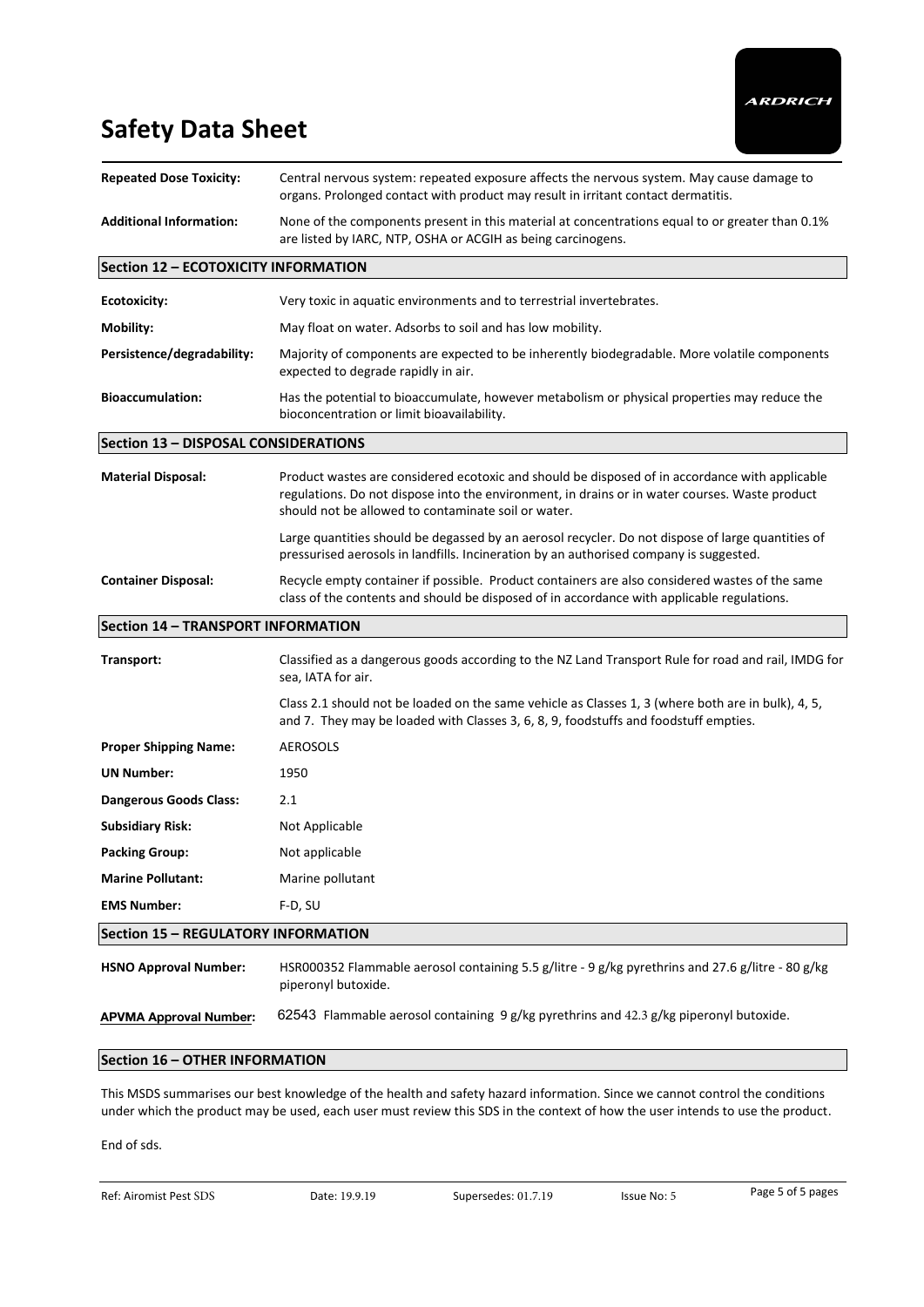**Repeated Dose Toxicity:** Central nervous system: repeated exposure affects the nervous system. May cause damage to organs. Prolonged contact with product may result in irritant contact dermatitis.

**Additional Information:** None of the components present in this material at concentrations equal to or greater than 0.1% are listed by IARC, NTP, OSHA or ACGIH as being carcinogens.

## Section 12 – ECOTOXICITY INFORMATION

**Ecotoxicity:** Very toxic in aquatic environments and to terrestrial invertebrates.

**Mobility:** May float on water. Adsorbs to soil and has low mobility.

**Persistence/degradability:** Majority of components are expected to be inherently biodegradable. More volatile components expected to degrade rapidly in air.

**Bioaccumulation:** Has the potential to bioaccumulate, however metabolism or physical properties may reduce the bioconcentration or limit bioavailability.

## Section 13 – DISPOSAL CONSIDERATIONS

**Material Disposal:** Product wastes are considered ecotoxic and should be disposed of in accordance with applicable regulations. Do not dispose into the environment, in drains or in water courses. Waste product should not be allowed to contaminate soil or water.

Large quantities should be degassed by an aerosol recycler. Do not dispose of large quantities of pressurised aerosols in landfills. Incineration by an authorised company is suggested.

**Container Disposal:** Recycle empty container if possible. Product containers are also considered wastes of the same class of the contents and should be disposed of in accordance with applicable regulations.

## Section 14 – TRANSPORT INFORMATION

**Transport:** Classified as a dangerous goods according to the NZ Land Transport Rule for road and rail, IMDG for sea, IATA for air.

Class 2.1 should not be loaded on the same vehicle as Classes 1, 3 (where both are in bulk), 4, 5, and 7. They may be loaded with Classes 3, 6, 8, 9, foodstuffs and foodstuff empties.

**Proper Shipping Name:** AEROSOLS

**UN Number:** 1950

**Dangerous Goods Class:** 2.1

**Subsidiary Risk:** Not Applicable

**Packing Group:** Not applicable

**Marine Pollutant:** Marine pollutant

**EMS Number:** F-D, SU

## Section 15 – REGULATORY INFORMATION

**HSNO Approval Number:** HSR000352 Flammable aerosol containing 5.5 g/litre - 9 g/kg pyrethrins and 27.6 g/litre - 80 g/kg piperonyl butoxide.

**APVMA Approval Number:** 62543 Flammable aerosol containing 9 g/kg pyrethrins and 42.3 g/kg piperonyl butoxide.

## Section 16 – OTHER INFORMATION

This MSDS summarises our best knowledge of the health and safety hazard information. Since we cannot control the conditions under which the product may be used, each user must review this SDS in the context of how the user intends to use the product.

End of sds.

Ref: Airomist Pest SDS | Date: 19.9.19 | Supersedes: 01.7.19 | Issue No: 5